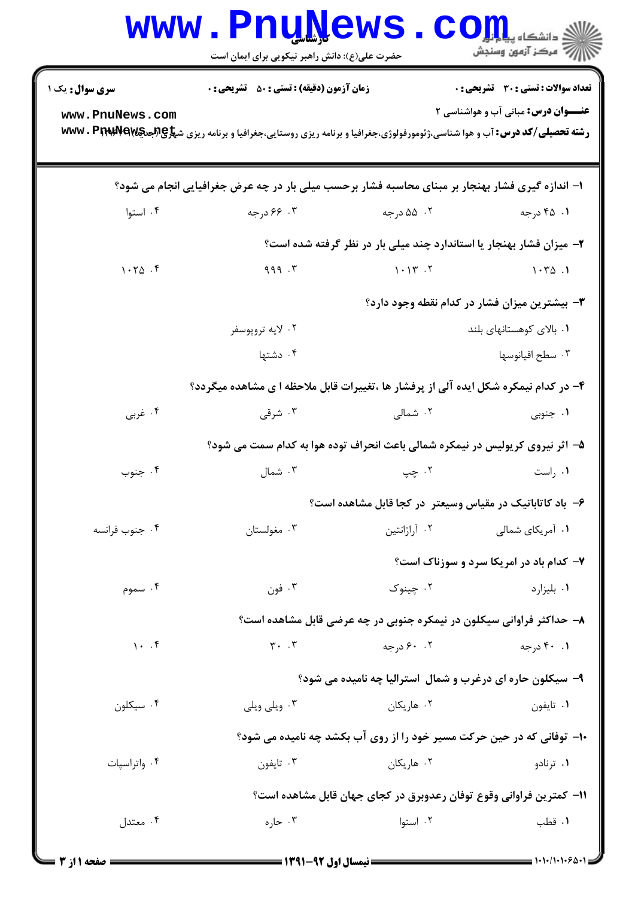**سری سوال:** یک ۱

**زمان آزمون (دقیقه) : تستی : ۵۰ تشریحی : ۰**

**تعداد سوالات : تستی : ۳۰ تشریحی : ۰**

**عنـــوان درس:** مبانی آب و هواشناسی ۲

**رشته تحصیلی/کد درس:** آب و هوا شناسی،ژئومورفولوژی،جغرافیا و برنامه ریزی روستایی،جغرافیا و برنامه ریزی شهری (جدید) ۱۲۱۶۳۲۲

۱- اندازه گیری فشار بهنجار بر مبنای محاسبه فشار برحسب میلی بار در چه عرض جغرافیایی انجام می شود؟

۱. ۴۵ درجه
۲. ۵۵ درجه
۳. ۶۶ درجه
۴. استوا

۲- میزان فشار بهنجار یا استاندارد چند میلی بار در نظر گرفته شده است؟

۱. ۱۰۳۵
۲. ۱۰۱۳
۳. ۹۹۹
۴. ۱۰۲۵

۳- بیشترین میزان فشار در کدام نقطه وجود دارد؟

۱. بالای کوهستانهای بلند
۲. لایه تروپوسفر
۳. سطح اقیانوسها
۴. دشتها

۴- در کدام نیمکره شکل ایده آلی از پرفشار ها ،تغییرات قابل ملاحظه ا ی مشاهده میگردد؟

۱. جنوبی
۲. شمالی
۳. شرقی
۴. غربی

۵- اثر نیروی کریولیس در نیمکره شمالی باعث انحراف توده هوا به کدام سمت می شود؟

۱. راست
۲. چپ
۳. شمال
۴. جنوب

۶- باد کاتاباتیک در مقیاس وسیعتر در کجا قابل مشاهده است؟

۱. آمریکای شمالی
۲. آراژانتین
۳. مغولستان
۴. جنوب فرانسه

۷- کدام باد در امریکا سرد و سوزناک است؟

۱. بلیزارد
۲. چینوک
۳. فون
۴. سموم

۸- حداکثر فراوانی سیکلون در نیمکره جنوبی در چه عرضی قابل مشاهده است؟

۱. ۴۰ درجه
۲. ۶۰ درجه
۳. ۳۰
۴. ۱۰

۹- سیکلون حاره ای درغرب و شمال استرالیا چه نامیده می شود؟

۱. تایفون
۲. هاریکان
۳. ویلی ویلی
۴. سیکلون

۱۰- توفانی که در حین حرکت مسیر خود را از روی آب بکشد چه نامیده می شود؟

۱. ترنادو
۲. هاریکان
۳. تایفون
۴. واتراسپات

۱۱- کمترین فراوانی وقوع توفان رعدوبرق در کجای جهان قابل مشاهده است؟

۱. قطب
۲. استوا
۳. حاره
۴. معتدل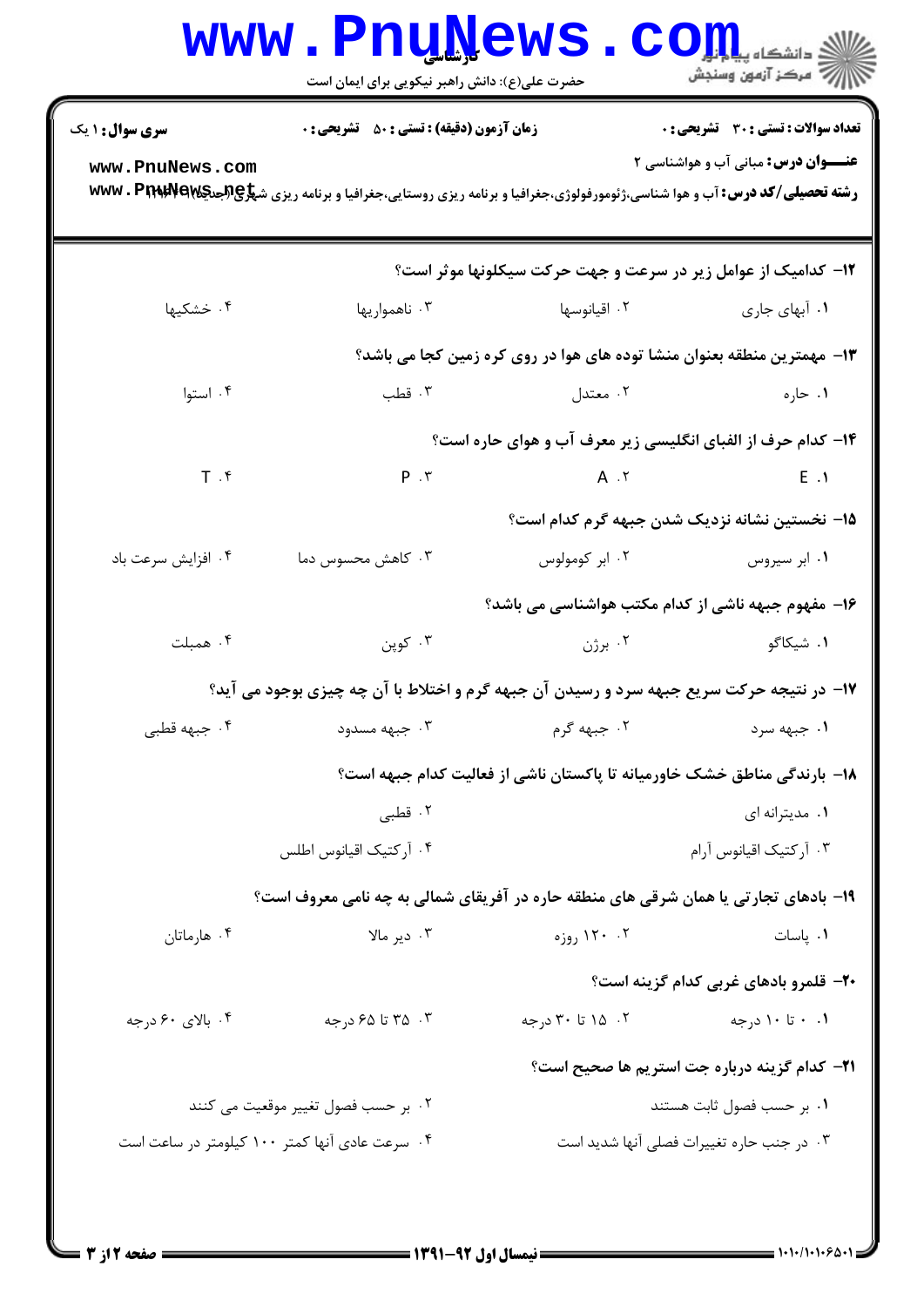**سری سوال:** ۱ یک | **زمان آزمون (دقیقه) : تستی :** ۵۰ **تشریحی :** ۰ | **تعداد سوالات : تستی :** ۳۰ **تشریحی :** ۰

**عنــــوان درس:** مبانی آب و هواشناسی ۲

**رشته تحصیلی/کد درس:** آب و هوا شناسی،ژئومورفولوژی،جغرافیا و برنامه ریزی روستایی،جغرافیا و برنامه ریزی شهری(جدید) ۱۲۱۶۱۳۴

۱۲- کدامیک از عوامل زیر در سرعت و جهت حرکت سیکلونها موثر است؟

۱. آبهای جاری
۲. اقیانوسها
۳. ناهمواریها
۴. خشکیها

۱۳- مهمترین منطقه بعنوان منشا توده های هوا در روی کره زمین کجا می باشد؟

۱. حاره
۲. معتدل
۳. قطب
۴. استوا

۱۴- کدام حرف از الفبای انگلیسی زیر معرف آب و هوای حاره است؟

۱. E
۲. A
۳. P
۴. T

۱۵- نخستین نشانه نزدیک شدن جبهه گرم کدام است؟

۱. ابر سیروس
۲. ابر کومولوس
۳. کاهش محسوس دما
۴. افزایش سرعت باد

۱۶- مفهوم جبهه ناشی از کدام مکتب هواشناسی می باشد؟

۱. شیکاگو
۲. برژن
۳. کوپن
۴. همبلت

۱۷- در نتیجه حرکت سریع جبهه سرد و رسیدن آن جبهه گرم و اختلاط با آن چه چیزی بوجود می آید؟

۱. جبهه سرد
۲. جبهه گرم
۳. جبهه مسدود
۴. جبهه قطبی

۱۸- بارندگی مناطق خشک خاورمیانه تا پاکستان ناشی از فعالیت کدام جبهه است؟

۱. مدیترانه ای
۲. قطبی
۳. آرکتیک اقیانوس آرام
۴. آرکتیک اقیانوس اطلس

۱۹- بادهای تجارتی یا همان شرقی های منطقه حاره در آفریقای شمالی به چه نامی معروف است؟

۱. پاسات
۲. ۱۲۰ روزه
۳. دیر مالا
۴. هارماتان

۲۰- قلمرو بادهای غربی کدام گزینه است؟

۱. ۰ تا ۱۰ درجه
۲. ۱۵ تا ۳۰ درجه
۳. ۳۵ تا ۶۵ درجه
۴. بالای ۶۰ درجه

۲۱- کدام گزینه درباره جت استریم ها صحیح است؟

۱. بر حسب فصول ثابت هستند
۲. بر حسب فصول تغییر موقعیت می کنند
۳. در جنب حاره تغییرات فصلی آنها شدید است
۴. سرعت عادی آنها کمتر ۱۰۰ کیلومتر در ساعت است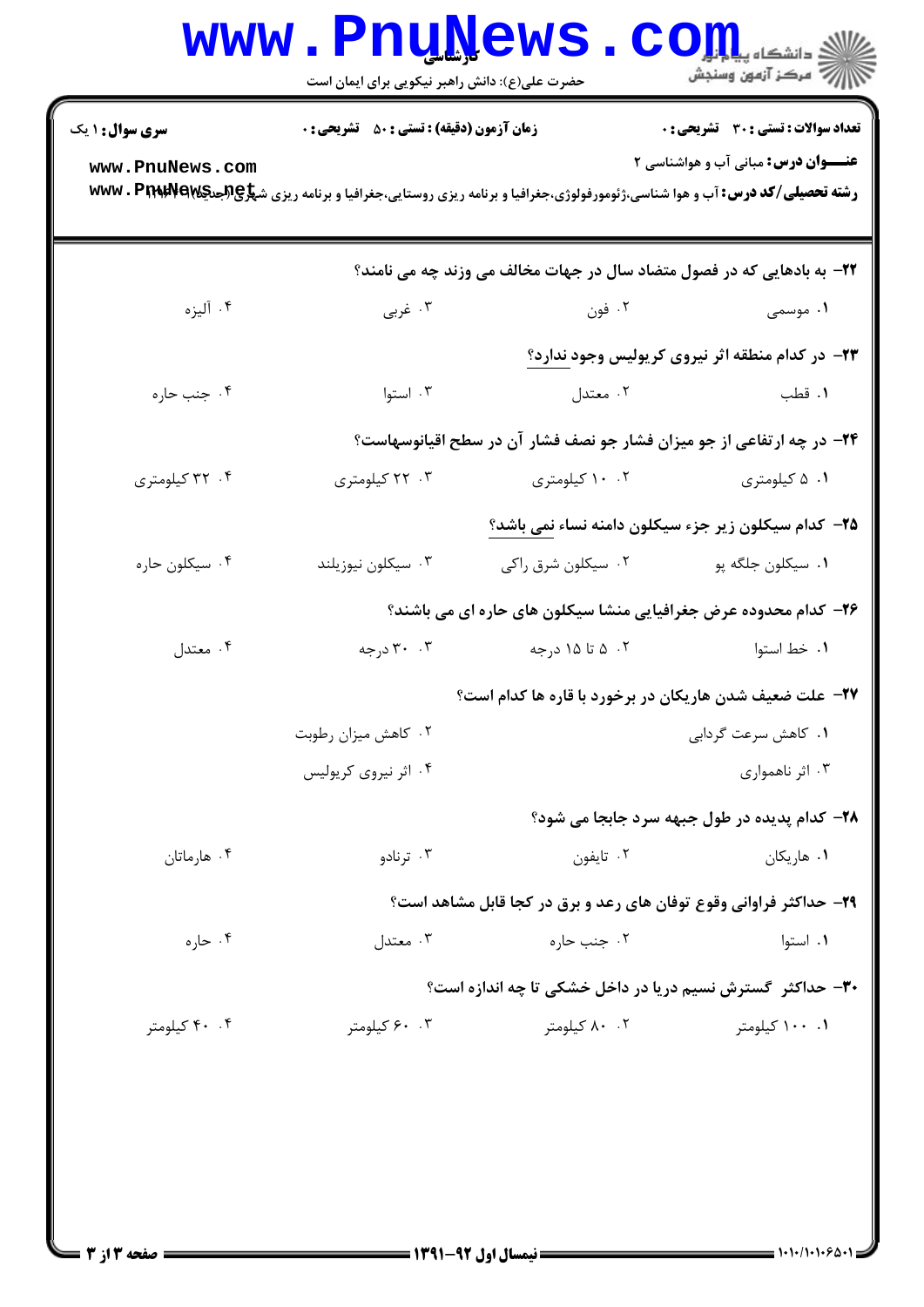۲۲- به بادهایی که در فصول متضاد سال در جهات مخالف می وزند چه می نامند؟

۱. موسمی
۲. فون
۳. غربی
۴. آلیزه

۲۳- در کدام منطقه اثر نیروی کریولیس وجود ندارد؟

۱. قطب
۲. معتدل
۳. استوا
۴. جنب حاره

۲۴- در چه ارتفاعی از جو میزان فشار جو نصف فشار آن در سطح اقیانوسهاست؟

۱. ۵ کیلومتری
۲. ۱۰ کیلومتری
۳. ۲۲ کیلومتری
۴. ۳۲ کیلومتری

۲۵- کدام سیکلون زیر جزء سیکلون دامنه نساء نمی باشد؟

۱. سیکلون جلگه پو
۲. سیکلون شرق راکی
۳. سیکلون نیوزیلند
۴. سیکلون حاره

۲۶- کدام محدوده عرض جغرافیایی منشا سیکلون های حاره ای می باشند؟

۱. خط استوا
۲. ۵ تا ۱۵ درجه
۳. ۳۰ درجه
۴. معتدل

۲۷- علت ضعیف شدن هاریکان در برخورد با قاره ها کدام است؟

۱. کاهش سرعت گردابی
۲. کاهش میزان رطوبت
۳. اثر ناهمواری
۴. اثر نیروی کریولیس

۲۸- کدام پدیده در طول جبهه سرد جابجا می شود؟

۱. هاریکان
۲. تایفون
۳. ترنادو
۴. هارماتان

۲۹- حداکثر فراوانی وقوع توفان های رعد و برق در کجا قابل مشاهد است؟

۱. استوا
۲. جنب حاره
۳. معتدل
۴. حاره

۳۰- حداکثر گسترش نسیم دریا در داخل خشکی تا چه اندازه است؟

۱. ۱۰۰ کیلومتر
۲. ۸۰ کیلومتر
۳. ۶۰ کیلومتر
۴. ۴۰ کیلومتر